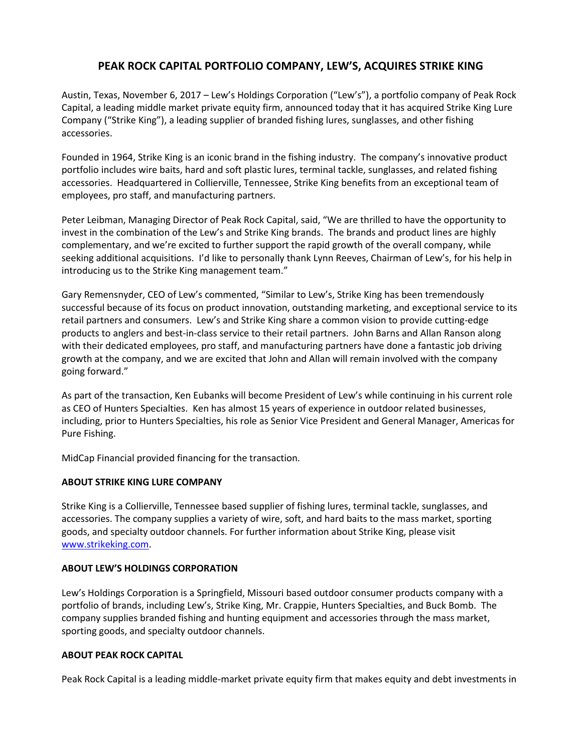# PEAK ROCK CAPITAL PORTFOLIO COMPANY, LEW'S, ACQUIRES STRIKE KING

Austin, Texas, November 6, 2017 – Lew's Holdings Corporation ("Lew's"), a portfolio company of Peak Rock Capital, a leading middle market private equity firm, announced today that it has acquired Strike King Lure Company ("Strike King"), a leading supplier of branded fishing lures, sunglasses, and other fishing accessories.

Founded in 1964, Strike King is an iconic brand in the fishing industry. The company's innovative product portfolio includes wire baits, hard and soft plastic lures, terminal tackle, sunglasses, and related fishing accessories. Headquartered in Collierville, Tennessee, Strike King benefits from an exceptional team of employees, pro staff, and manufacturing partners.

Peter Leibman, Managing Director of Peak Rock Capital, said, "We are thrilled to have the opportunity to invest in the combination of the Lew's and Strike King brands. The brands and product lines are highly complementary, and we're excited to further support the rapid growth of the overall company, while seeking additional acquisitions. I'd like to personally thank Lynn Reeves, Chairman of Lew's, for his help in introducing us to the Strike King management team."

Gary Remensnyder, CEO of Lew's commented, "Similar to Lew's, Strike King has been tremendously successful because of its focus on product innovation, outstanding marketing, and exceptional service to its retail partners and consumers. Lew's and Strike King share a common vision to provide cutting-edge products to anglers and best-in-class service to their retail partners. John Barns and Allan Ranson along with their dedicated employees, pro staff, and manufacturing partners have done a fantastic job driving growth at the company, and we are excited that John and Allan will remain involved with the company going forward."

As part of the transaction, Ken Eubanks will become President of Lew's while continuing in his current role as CEO of Hunters Specialties. Ken has almost 15 years of experience in outdoor related businesses, including, prior to Hunters Specialties, his role as Senior Vice President and General Manager, Americas for Pure Fishing.

MidCap Financial provided financing for the transaction.

**ABOUT STRIKE KING LURE COMPANY**

Strike King is a Collierville, Tennessee based supplier of fishing lures, terminal tackle, sunglasses, and accessories. The company supplies a variety of wire, soft, and hard baits to the mass market, sporting goods, and specialty outdoor channels. For further information about Strike King, please visit [www.strikeking.com](www.strikeking.com).

**ABOUT LEW'S HOLDINGS CORPORATION**

Lew's Holdings Corporation is a Springfield, Missouri based outdoor consumer products company with a portfolio of brands, including Lew's, Strike King, Mr. Crappie, Hunters Specialties, and Buck Bomb. The company supplies branded fishing and hunting equipment and accessories through the mass market, sporting goods, and specialty outdoor channels.

**ABOUT PEAK ROCK CAPITAL**

Peak Rock Capital is a leading middle-market private equity firm that makes equity and debt investments in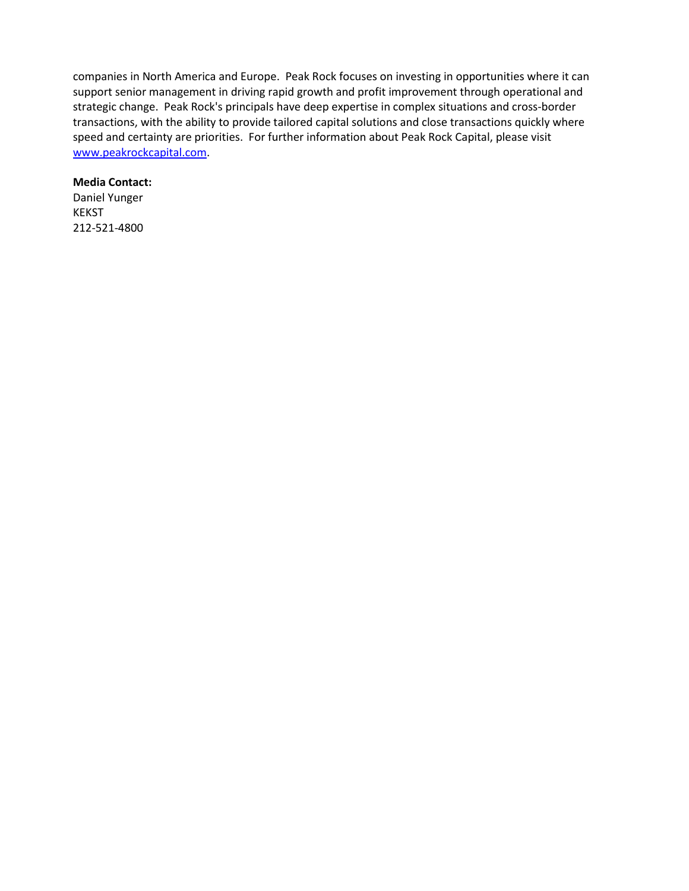companies in North America and Europe. Peak Rock focuses on investing in opportunities where it can support senior management in driving rapid growth and profit improvement through operational and strategic change. Peak Rock's principals have deep expertise in complex situations and cross-border transactions, with the ability to provide tailored capital solutions and close transactions quickly where speed and certainty are priorities. For further information about Peak Rock Capital, please visit [www.peakrockcapital.com](http://www.peakrockcapital.com).

**Media Contact:**
Daniel Yunger
KEKST
212-521-4800